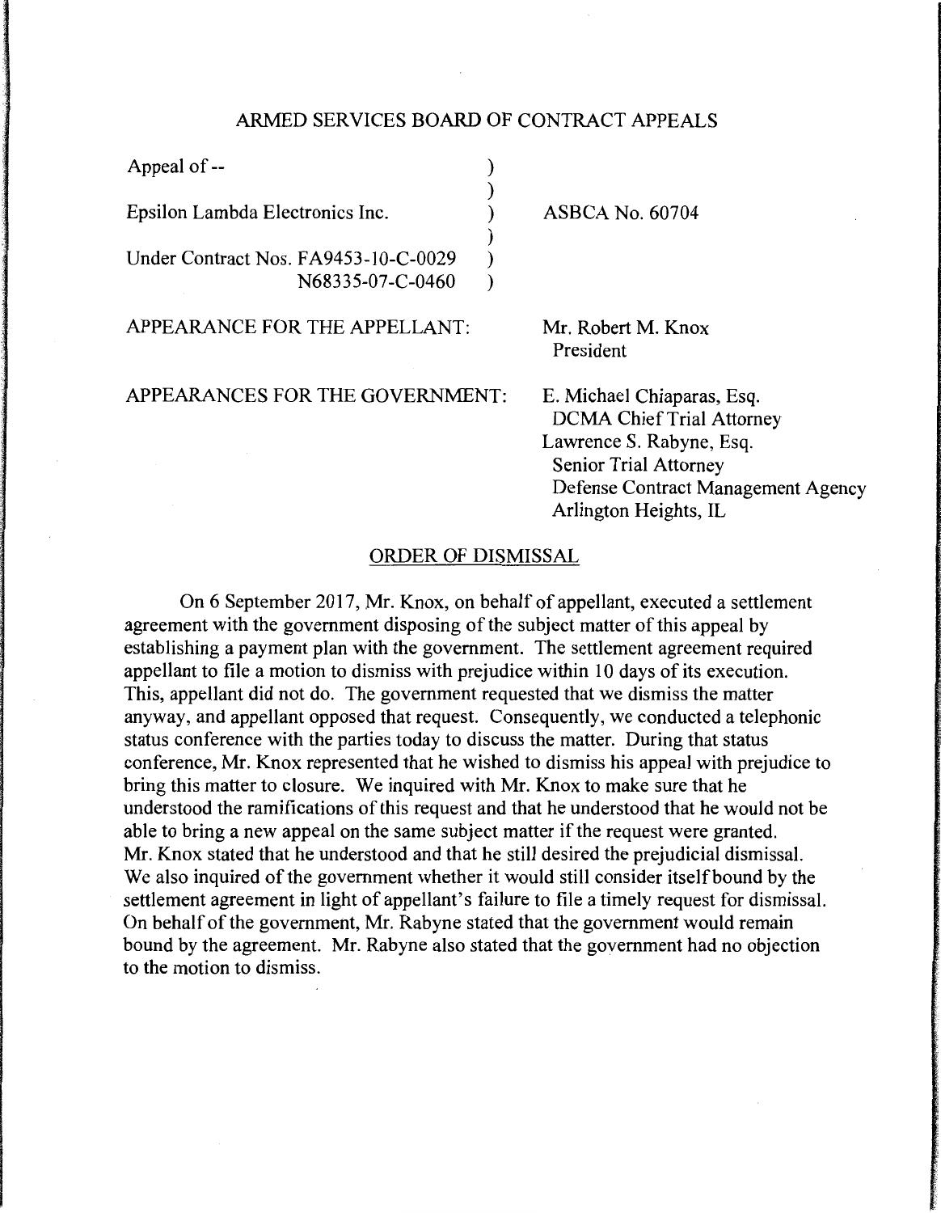## ARMED SERVICES BOARD OF CONTRACT APPEALS

| | | |
|---|---|---|
| Appeal of -- | ) | |
| | ) | |
| Epsilon Lambda Electronics Inc. | ) | ASBCA No. 60704 |
| | ) | |
| Under Contract Nos. FA9453-10-C-0029 | ) | |
| N68335-07-C-0460 | ) | |

APPEARANCE FOR THE APPELLANT: Mr. Robert M. Knox
President

APPEARANCES FOR THE GOVERNMENT: E. Michael Chiaparas, Esq.
DCMA Chief Trial Attorney
Lawrence S. Rabyne, Esq.
Senior Trial Attorney
Defense Contract Management Agency
Arlington Heights, IL

### ORDER OF DISMISSAL

On 6 September 2017, Mr. Knox, on behalf of appellant, executed a settlement agreement with the government disposing of the subject matter of this appeal by establishing a payment plan with the government. The settlement agreement required appellant to file a motion to dismiss with prejudice within 10 days of its execution. This, appellant did not do. The government requested that we dismiss the matter anyway, and appellant opposed that request. Consequently, we conducted a telephonic status conference with the parties today to discuss the matter. During that status conference, Mr. Knox represented that he wished to dismiss his appeal with prejudice to bring this matter to closure. We inquired with Mr. Knox to make sure that he understood the ramifications of this request and that he understood that he would not be able to bring a new appeal on the same subject matter if the request were granted. Mr. Knox stated that he understood and that he still desired the prejudicial dismissal. We also inquired of the government whether it would still consider itself bound by the settlement agreement in light of appellant's failure to file a timely request for dismissal. On behalf of the government, Mr. Rabyne stated that the government would remain bound by the agreement. Mr. Rabyne also stated that the government had no objection to the motion to dismiss.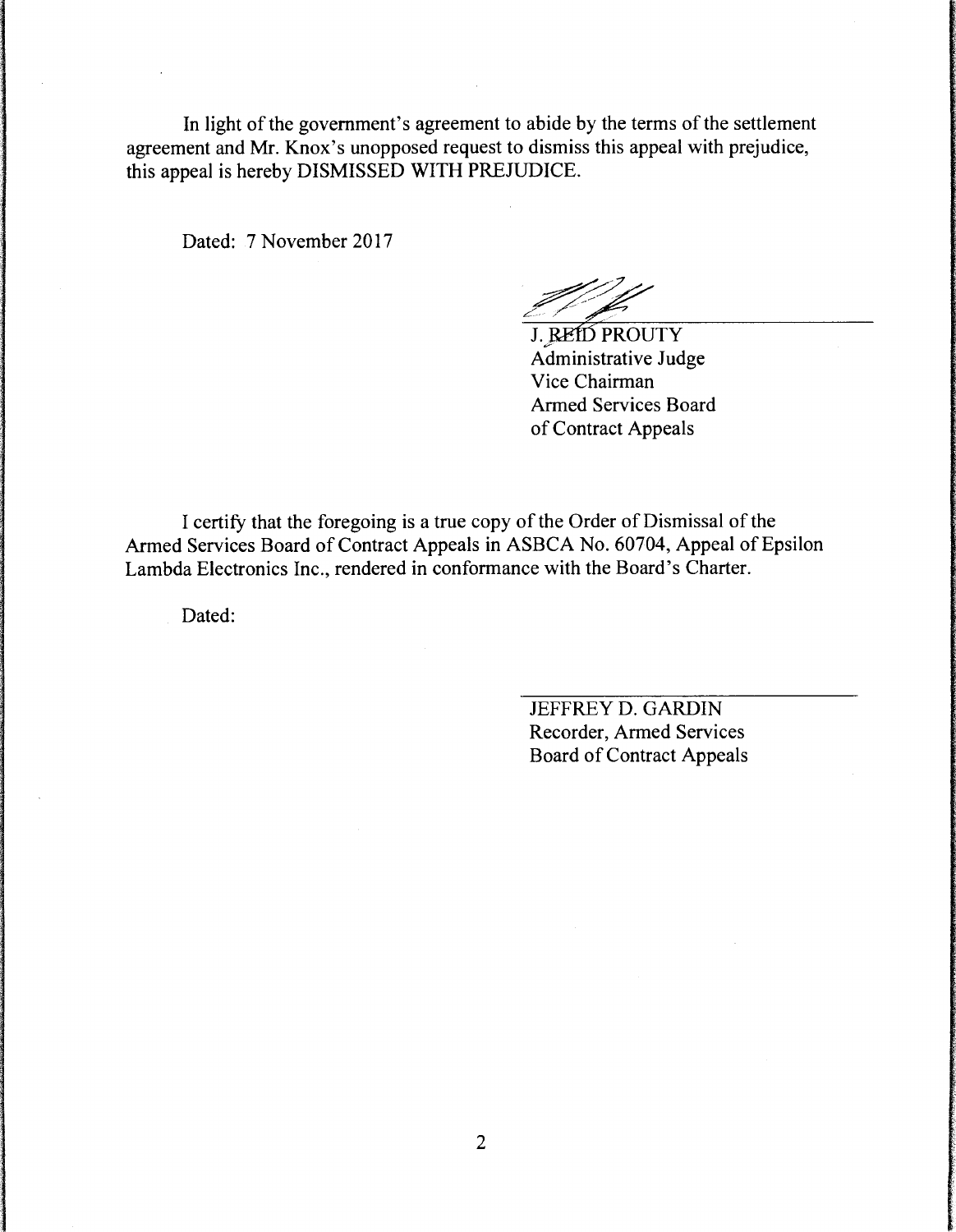In light of the government's agreement to abide by the terms of the settlement agreement and Mr. Knox's unopposed request to dismiss this appeal with prejudice, this appeal is hereby DISMISSED WITH PREJUDICE.

Dated: 7 November 2017

J. REID PROUTY
Administrative Judge
Vice Chairman
Armed Services Board
of Contract Appeals

I certify that the foregoing is a true copy of the Order of Dismissal of the Armed Services Board of Contract Appeals in ASBCA No. 60704, Appeal of Epsilon Lambda Electronics Inc., rendered in conformance with the Board's Charter.

Dated:

JEFFREY D. GARDIN
Recorder, Armed Services
Board of Contract Appeals